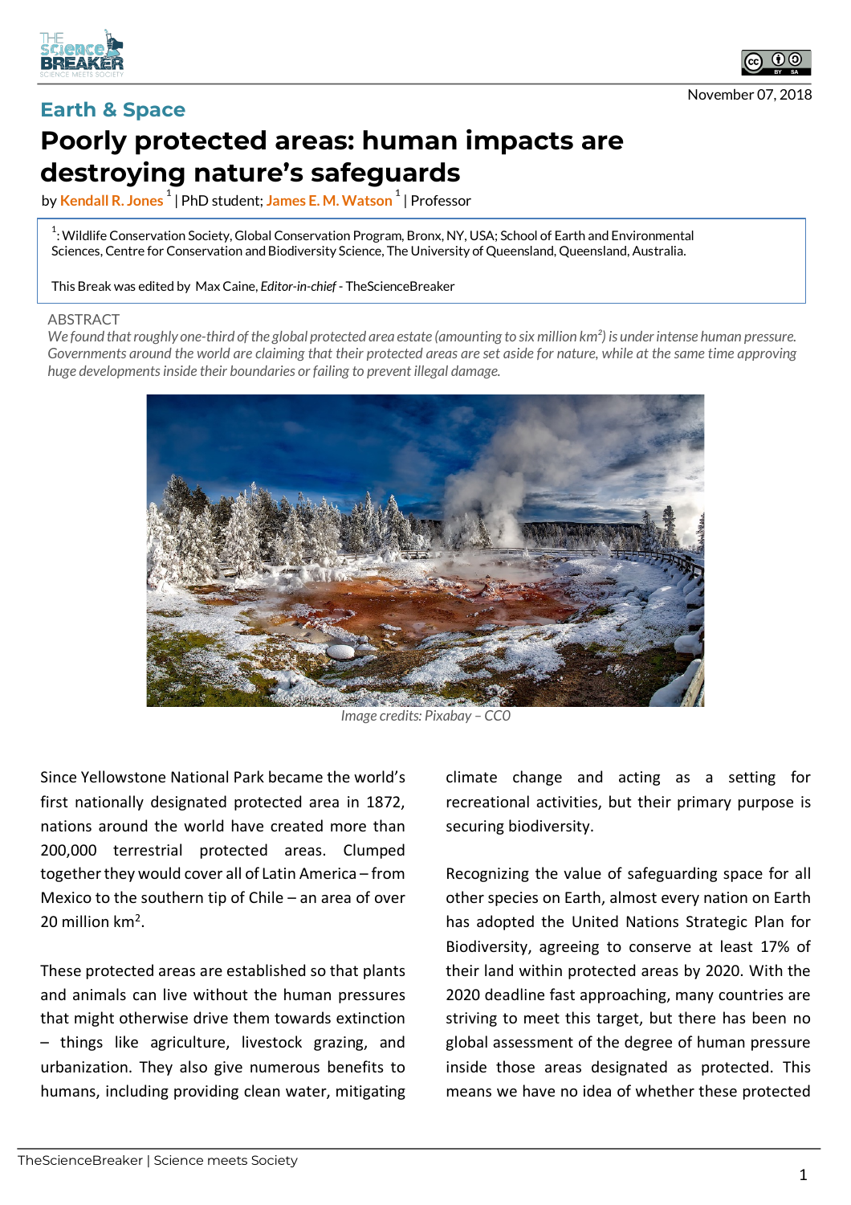Earth & Space

# Poorly protected areas: human impacts are destroying nature's safeguards

by **Kendall R. Jones** [1] | PhD student; **James E. M. Watson** [1] | Professor

[1]: Wildlife Conservation Society, Global Conservation Program, Bronx, NY, USA; School of Earth and Environmental Sciences, Centre for Conservation and Biodiversity Science, The University of Queensland, Queensland, Australia.

This Break was edited by Max Caine, *Editor-in-chief* - TheScienceBreaker

November 07, 2018

ABSTRACT

*We found that roughly one-third of the global protected area estate (amounting to six million km²) is under intense human pressure. Governments around the world are claiming that their protected areas are set aside for nature, while at the same time approving huge developments inside their boundaries or failing to prevent illegal damage.*

*Image credits: Pixabay – CC0*

Since Yellowstone National Park became the world's first nationally designated protected area in 1872, nations around the world have created more than 200,000 terrestrial protected areas. Clumped together they would cover all of Latin America – from Mexico to the southern tip of Chile – an area of over 20 million km$^2$.

These protected areas are established so that plants and animals can live without the human pressures that might otherwise drive them towards extinction – things like agriculture, livestock grazing, and urbanization. They also give numerous benefits to humans, including providing clean water, mitigating climate change and acting as a setting for recreational activities, but their primary purpose is securing biodiversity.

Recognizing the value of safeguarding space for all other species on Earth, almost every nation on Earth has adopted the United Nations Strategic Plan for Biodiversity, agreeing to conserve at least 17% of their land within protected areas by 2020. With the 2020 deadline fast approaching, many countries are striving to meet this target, but there has been no global assessment of the degree of human pressure inside those areas designated as protected. This means we have no idea of whether these protected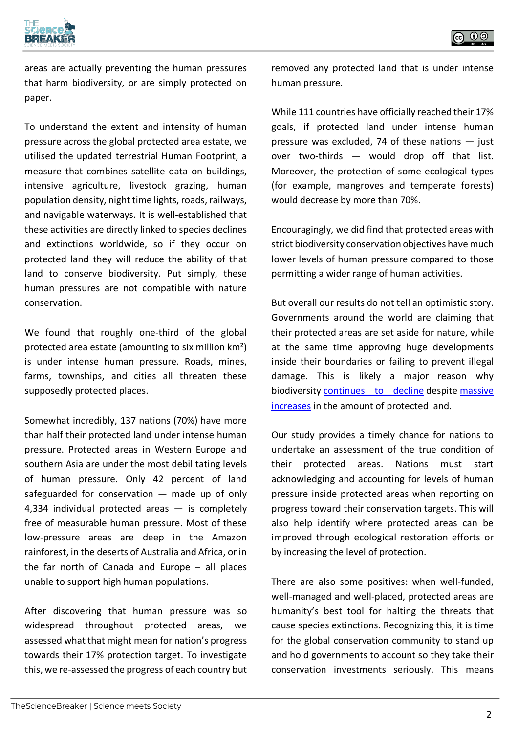areas are actually preventing the human pressures that harm biodiversity, or are simply protected on paper.

To understand the extent and intensity of human pressure across the global protected area estate, we utilised the updated terrestrial Human Footprint, a measure that combines satellite data on buildings, intensive agriculture, livestock grazing, human population density, night time lights, roads, railways, and navigable waterways. It is well-established that these activities are directly linked to species declines and extinctions worldwide, so if they occur on protected land they will reduce the ability of that land to conserve biodiversity. Put simply, these human pressures are not compatible with nature conservation.

We found that roughly one-third of the global protected area estate (amounting to six million km²) is under intense human pressure. Roads, mines, farms, townships, and cities all threaten these supposedly protected places.

Somewhat incredibly, 137 nations (70%) have more than half their protected land under intense human pressure. Protected areas in Western Europe and southern Asia are under the most debilitating levels of human pressure. Only 42 percent of land safeguarded for conservation — made up of only 4,334 individual protected areas — is completely free of measurable human pressure. Most of these low-pressure areas are deep in the Amazon rainforest, in the deserts of Australia and Africa, or in the far north of Canada and Europe – all places unable to support high human populations.

After discovering that human pressure was so widespread throughout protected areas, we assessed what that might mean for nation's progress towards their 17% protection target. To investigate this, we re-assessed the progress of each country but removed any protected land that is under intense human pressure.

While 111 countries have officially reached their 17% goals, if protected land under intense human pressure was excluded, 74 of these nations — just over two-thirds — would drop off that list. Moreover, the protection of some ecological types (for example, mangroves and temperate forests) would decrease by more than 70%.

Encouragingly, we did find that protected areas with strict biodiversity conservation objectives have much lower levels of human pressure compared to those permitting a wider range of human activities.

But overall our results do not tell an optimistic story. Governments around the world are claiming that their protected areas are set aside for nature, while at the same time approving huge developments inside their boundaries or failing to prevent illegal damage. This is likely a major reason why biodiversity continues to decline despite massive increases in the amount of protected land.

Our study provides a timely chance for nations to undertake an assessment of the true condition of their protected areas. Nations must start acknowledging and accounting for levels of human pressure inside protected areas when reporting on progress toward their conservation targets. This will also help identify where protected areas can be improved through ecological restoration efforts or by increasing the level of protection.

There are also some positives: when well-funded, well-managed and well-placed, protected areas are humanity's best tool for halting the threats that cause species extinctions. Recognizing this, it is time for the global conservation community to stand up and hold governments to account so they take their conservation investments seriously. This means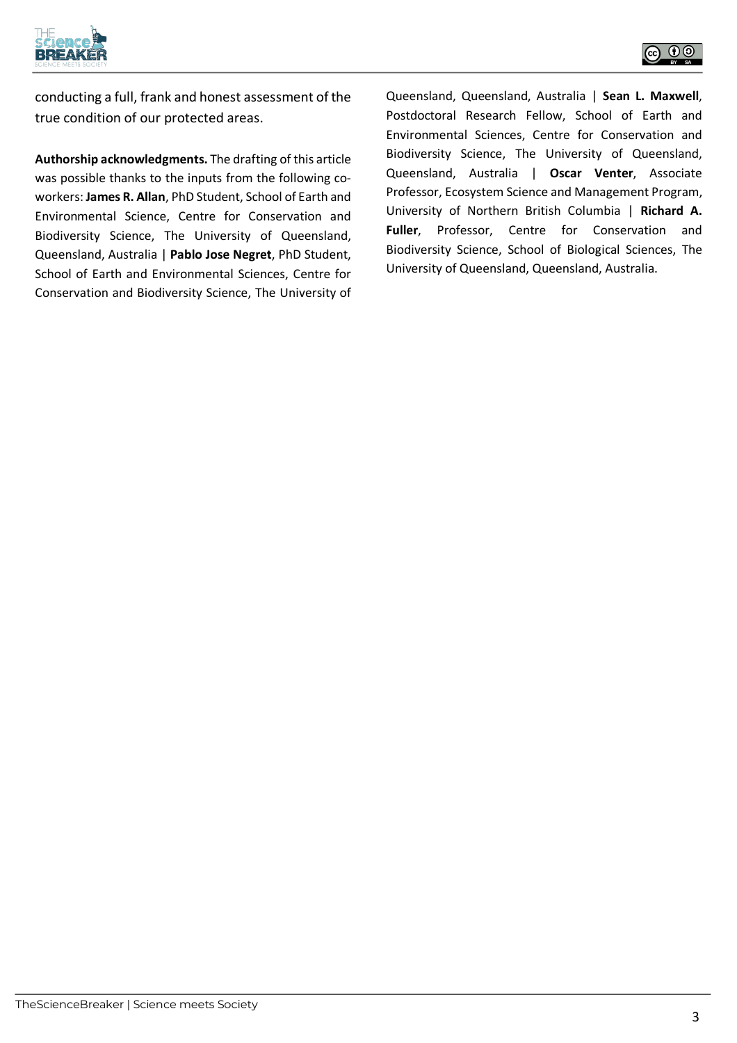conducting a full, frank and honest assessment of the true condition of our protected areas.

**Authorship acknowledgments.** The drafting of this article was possible thanks to the inputs from the following co-workers: **James R. Allan**, PhD Student, School of Earth and Environmental Science, Centre for Conservation and Biodiversity Science, The University of Queensland, Queensland, Australia | **Pablo Jose Negret**, PhD Student, School of Earth and Environmental Sciences, Centre for Conservation and Biodiversity Science, The University of Queensland, Queensland, Australia | **Sean L. Maxwell**, Postdoctoral Research Fellow, School of Earth and Environmental Sciences, Centre for Conservation and Biodiversity Science, The University of Queensland, Queensland, Australia | **Oscar Venter**, Associate Professor, Ecosystem Science and Management Program, University of Northern British Columbia | **Richard A. Fuller**, Professor, Centre for Conservation and Biodiversity Science, School of Biological Sciences, The University of Queensland, Queensland, Australia.